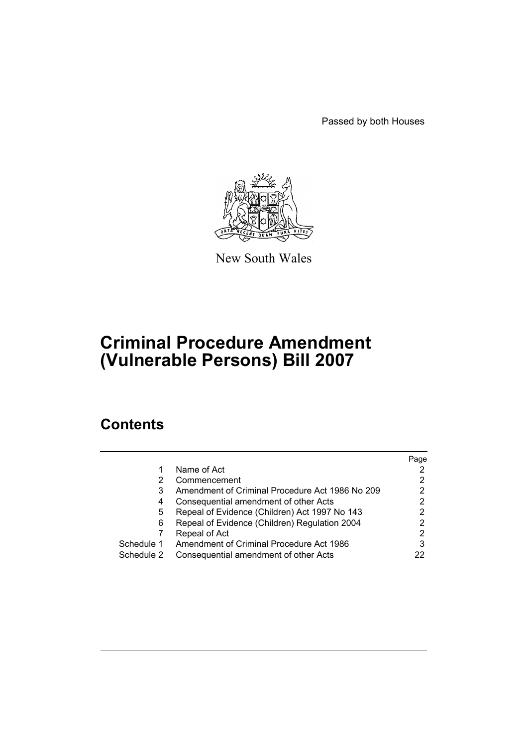Passed by both Houses

New South Wales

# Criminal Procedure Amendment (Vulnerable Persons) Bill 2007

## Contents

| | | Page |
|---|---|---|
| 1 | Name of Act | 2 |
| 2 | Commencement | 2 |
| 3 | Amendment of Criminal Procedure Act 1986 No 209 | 2 |
| 4 | Consequential amendment of other Acts | 2 |
| 5 | Repeal of Evidence (Children) Act 1997 No 143 | 2 |
| 6 | Repeal of Evidence (Children) Regulation 2004 | 2 |
| 7 | Repeal of Act | 2 |
| Schedule 1 | Amendment of Criminal Procedure Act 1986 | 3 |
| Schedule 2 | Consequential amendment of other Acts | 22 |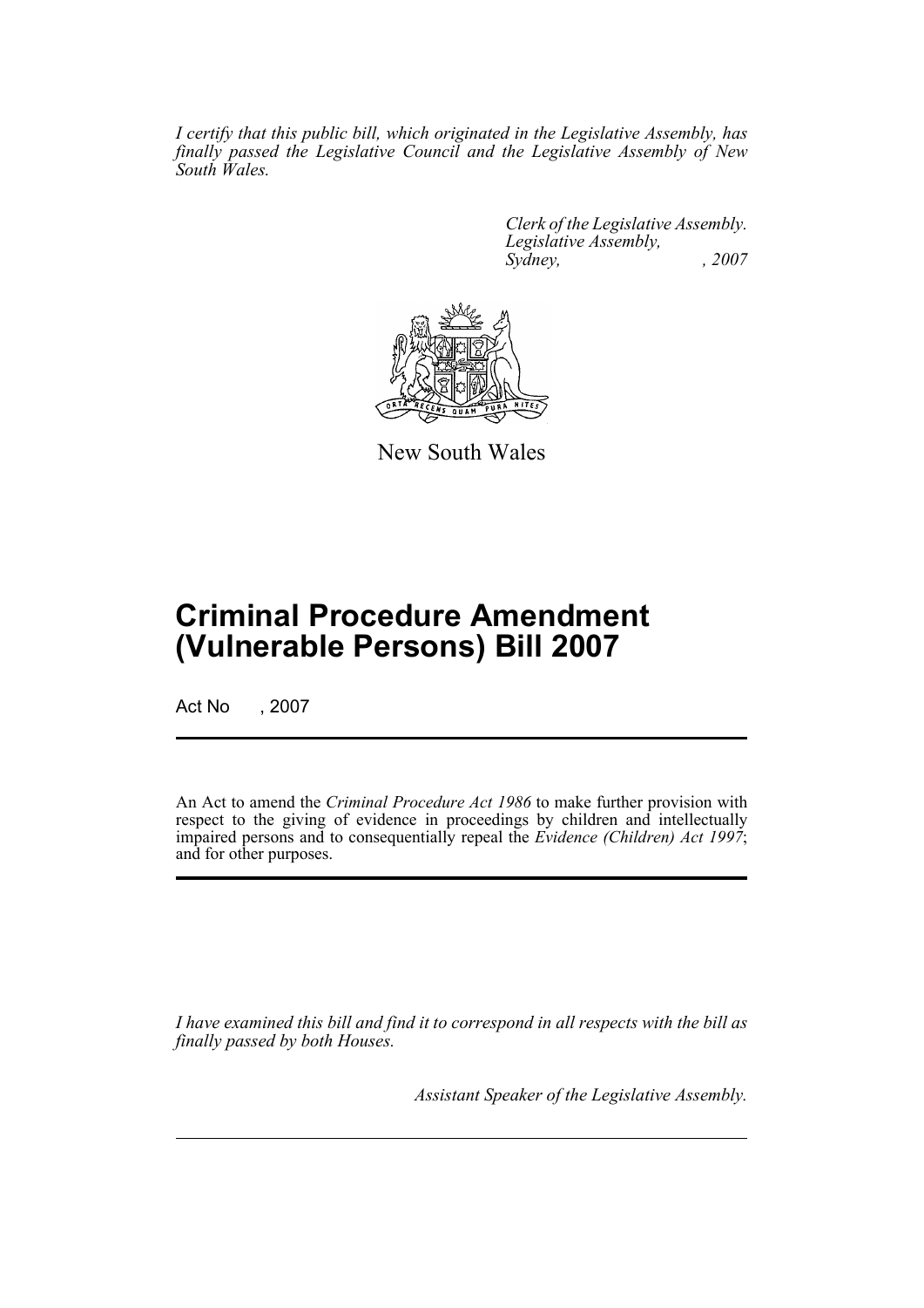*I certify that this public bill, which originated in the Legislative Assembly, has finally passed the Legislative Council and the Legislative Assembly of New South Wales.*

*Clerk of the Legislative Assembly.*
*Legislative Assembly,*
*Sydney, , 2007*

New South Wales

# Criminal Procedure Amendment (Vulnerable Persons) Bill 2007

Act No , 2007

An Act to amend the *Criminal Procedure Act 1986* to make further provision with respect to the giving of evidence in proceedings by children and intellectually impaired persons and to consequentially repeal the *Evidence (Children) Act 1997*; and for other purposes.

*I have examined this bill and find it to correspond in all respects with the bill as finally passed by both Houses.*

*Assistant Speaker of the Legislative Assembly.*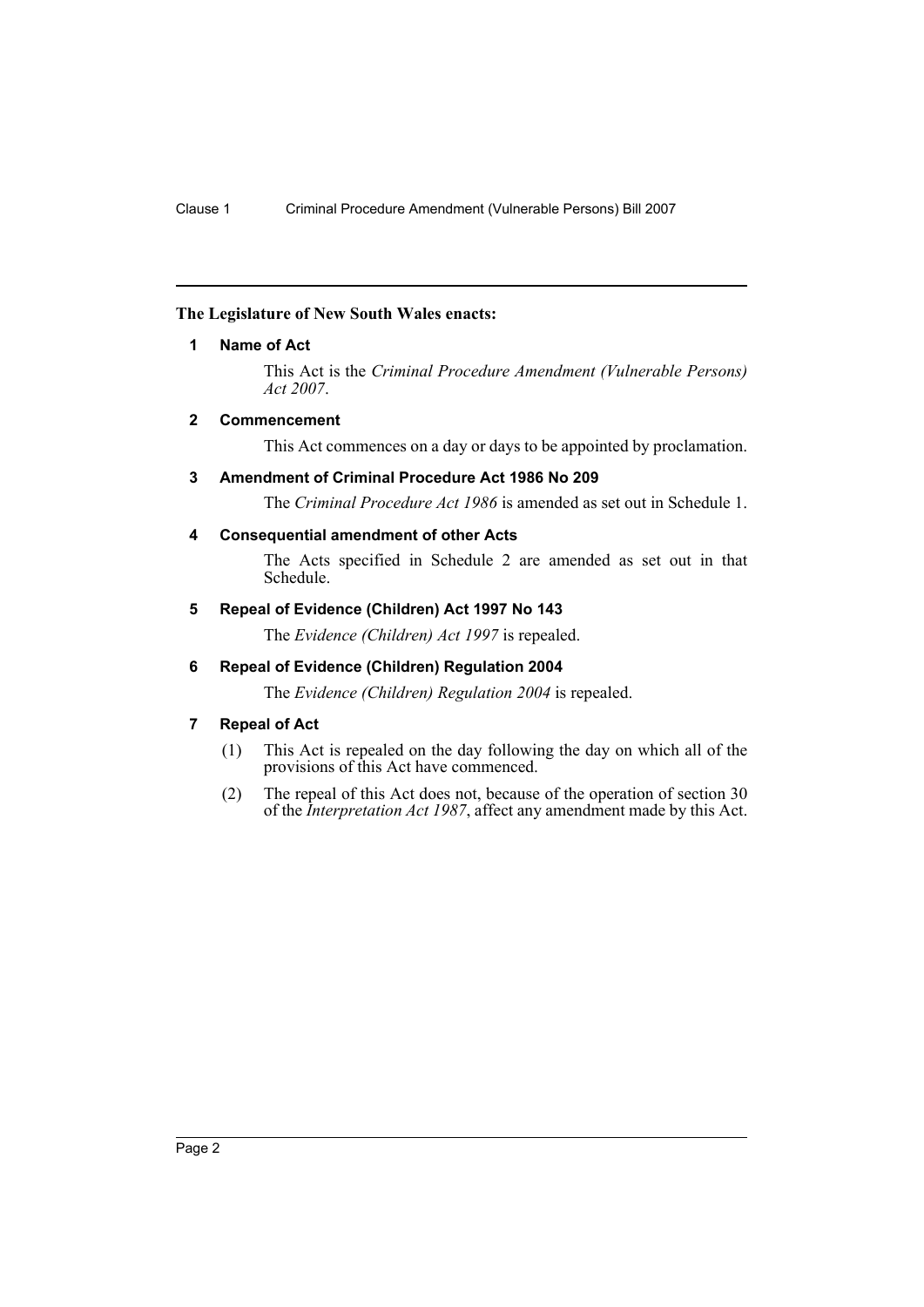**The Legislature of New South Wales enacts:**

## 1 Name of Act

This Act is the *Criminal Procedure Amendment (Vulnerable Persons) Act 2007*.

## 2 Commencement

This Act commences on a day or days to be appointed by proclamation.

## 3 Amendment of Criminal Procedure Act 1986 No 209

The *Criminal Procedure Act 1986* is amended as set out in Schedule 1.

## 4 Consequential amendment of other Acts

The Acts specified in Schedule 2 are amended as set out in that Schedule.

## 5 Repeal of Evidence (Children) Act 1997 No 143

The *Evidence (Children) Act 1997* is repealed.

## 6 Repeal of Evidence (Children) Regulation 2004

The *Evidence (Children) Regulation 2004* is repealed.

## 7 Repeal of Act

(1) This Act is repealed on the day following the day on which all of the provisions of this Act have commenced.

(2) The repeal of this Act does not, because of the operation of section 30 of the *Interpretation Act 1987*, affect any amendment made by this Act.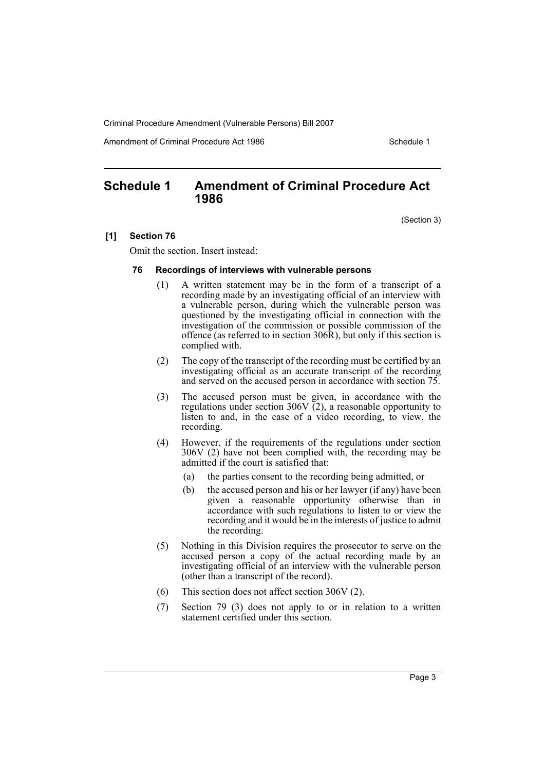# Schedule 1 Amendment of Criminal Procedure Act 1986

(Section 3)

**[1] Section 76**

Omit the section. Insert instead:

**76 Recordings of interviews with vulnerable persons**

(1) A written statement may be in the form of a transcript of a recording made by an investigating official of an interview with a vulnerable person, during which the vulnerable person was questioned by the investigating official in connection with the investigation of the commission or possible commission of the offence (as referred to in section 306R), but only if this section is complied with.

(2) The copy of the transcript of the recording must be certified by an investigating official as an accurate transcript of the recording and served on the accused person in accordance with section 75.

(3) The accused person must be given, in accordance with the regulations under section 306V (2), a reasonable opportunity to listen to and, in the case of a video recording, to view, the recording.

(4) However, if the requirements of the regulations under section 306V (2) have not been complied with, the recording may be admitted if the court is satisfied that:

(a) the parties consent to the recording being admitted, or

(b) the accused person and his or her lawyer (if any) have been given a reasonable opportunity otherwise than in accordance with such regulations to listen to or view the recording and it would be in the interests of justice to admit the recording.

(5) Nothing in this Division requires the prosecutor to serve on the accused person a copy of the actual recording made by an investigating official of an interview with the vulnerable person (other than a transcript of the record).

(6) This section does not affect section 306V (2).

(7) Section 79 (3) does not apply to or in relation to a written statement certified under this section.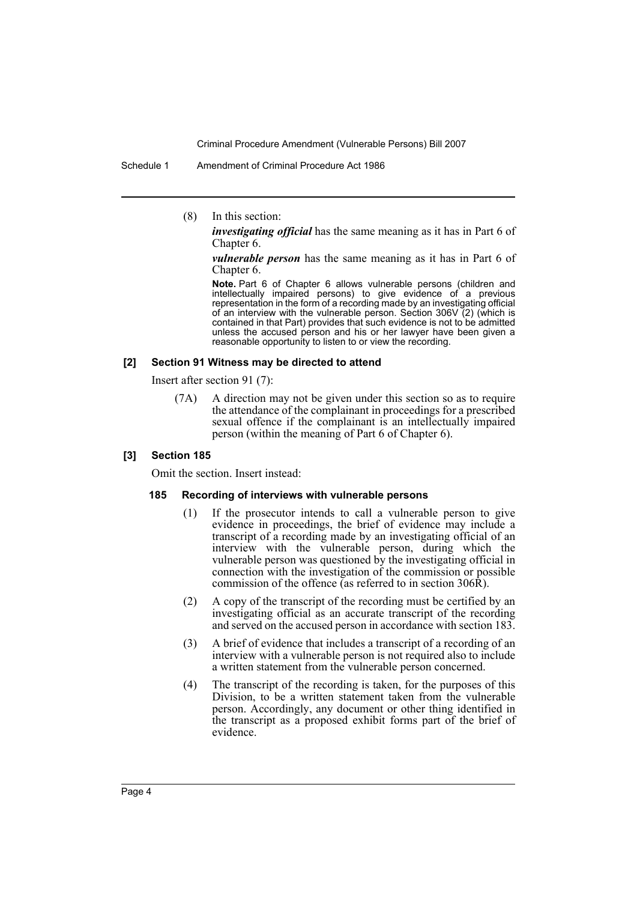(8) In this section:

*investigating official* has the same meaning as it has in Part 6 of Chapter 6.

*vulnerable person* has the same meaning as it has in Part 6 of Chapter 6.

**Note.** Part 6 of Chapter 6 allows vulnerable persons (children and intellectually impaired persons) to give evidence of a previous representation in the form of a recording made by an investigating official of an interview with the vulnerable person. Section 306V (2) (which is contained in that Part) provides that such evidence is not to be admitted unless the accused person and his or her lawyer have been given a reasonable opportunity to listen to or view the recording.

#### [2] Section 91 Witness may be directed to attend

Insert after section 91 (7):

(7A) A direction may not be given under this section so as to require the attendance of the complainant in proceedings for a prescribed sexual offence if the complainant is an intellectually impaired person (within the meaning of Part 6 of Chapter 6).

#### [3] Section 185

Omit the section. Insert instead:

**185 Recording of interviews with vulnerable persons**

(1) If the prosecutor intends to call a vulnerable person to give evidence in proceedings, the brief of evidence may include a transcript of a recording made by an investigating official of an interview with the vulnerable person, during which the vulnerable person was questioned by the investigating official in connection with the investigation of the commission or possible commission of the offence (as referred to in section 306R).

(2) A copy of the transcript of the recording must be certified by an investigating official as an accurate transcript of the recording and served on the accused person in accordance with section 183.

(3) A brief of evidence that includes a transcript of a recording of an interview with a vulnerable person is not required also to include a written statement from the vulnerable person concerned.

(4) The transcript of the recording is taken, for the purposes of this Division, to be a written statement taken from the vulnerable person. Accordingly, any document or other thing identified in the transcript as a proposed exhibit forms part of the brief of evidence.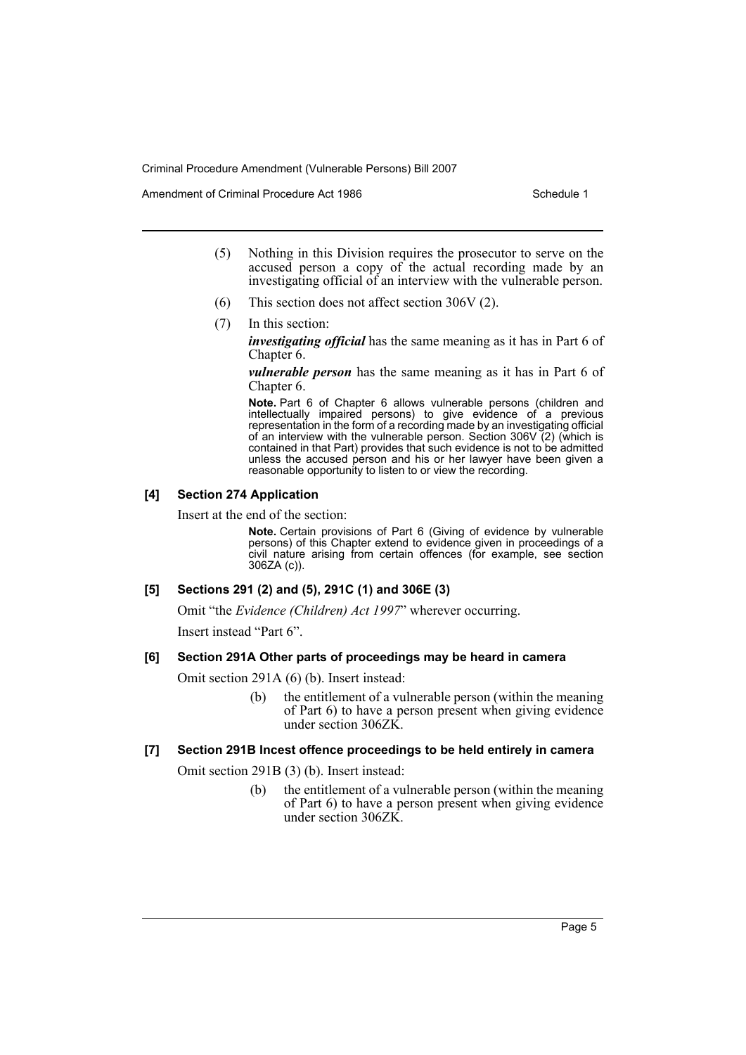(5) Nothing in this Division requires the prosecutor to serve on the accused person a copy of the actual recording made by an investigating official of an interview with the vulnerable person.

(6) This section does not affect section 306V (2).

(7) In this section:

***investigating official*** has the same meaning as it has in Part 6 of Chapter 6.

***vulnerable person*** has the same meaning as it has in Part 6 of Chapter 6.

**Note.** Part 6 of Chapter 6 allows vulnerable persons (children and intellectually impaired persons) to give evidence of a previous representation in the form of a recording made by an investigating official of an interview with the vulnerable person. Section 306V (2) (which is contained in that Part) provides that such evidence is not to be admitted unless the accused person and his or her lawyer have been given a reasonable opportunity to listen to or view the recording.

#### [4] Section 274 Application

Insert at the end of the section:

**Note.** Certain provisions of Part 6 (Giving of evidence by vulnerable persons) of this Chapter extend to evidence given in proceedings of a civil nature arising from certain offences (for example, see section 306ZA (c)).

#### [5] Sections 291 (2) and (5), 291C (1) and 306E (3)

Omit "the *Evidence (Children) Act 1997*" wherever occurring.

Insert instead "Part 6".

#### [6] Section 291A Other parts of proceedings may be heard in camera

Omit section 291A (6) (b). Insert instead:

(b) the entitlement of a vulnerable person (within the meaning of Part 6) to have a person present when giving evidence under section 306ZK.

#### [7] Section 291B Incest offence proceedings to be held entirely in camera

Omit section 291B (3) (b). Insert instead:

(b) the entitlement of a vulnerable person (within the meaning of Part 6) to have a person present when giving evidence under section 306ZK.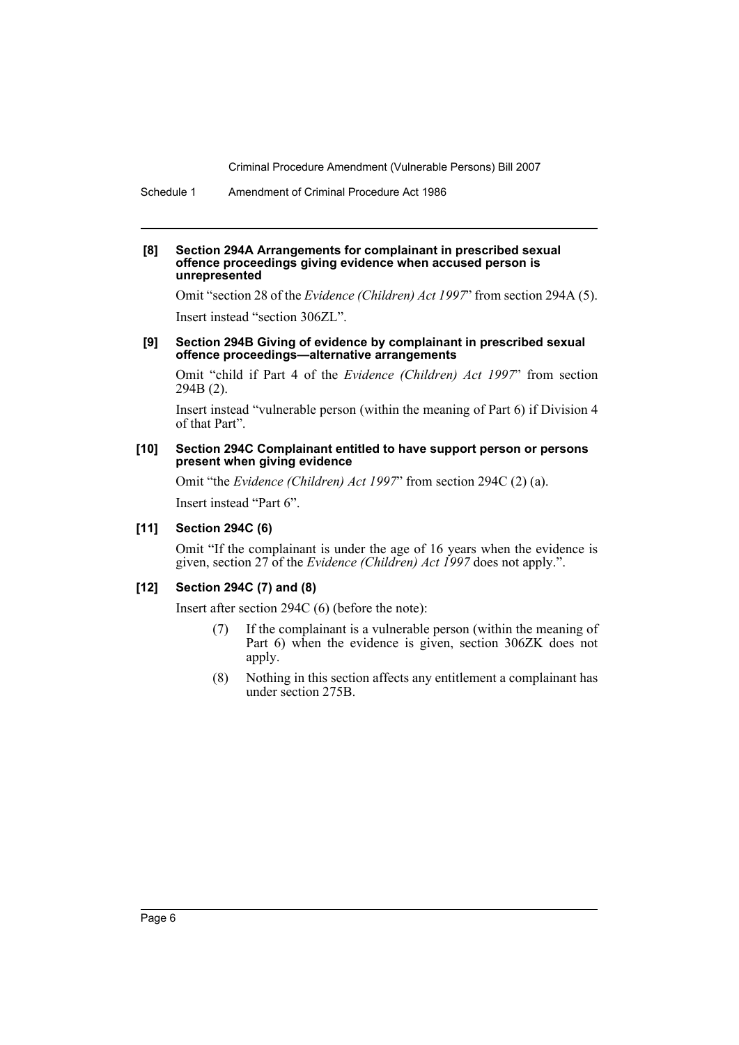**[8] Section 294A Arrangements for complainant in prescribed sexual offence proceedings giving evidence when accused person is unrepresented**

Omit "section 28 of the *Evidence (Children) Act 1997*" from section 294A (5).

Insert instead "section 306ZL".

**[9] Section 294B Giving of evidence by complainant in prescribed sexual offence proceedings—alternative arrangements**

Omit "child if Part 4 of the *Evidence (Children) Act 1997*" from section 294B (2).

Insert instead "vulnerable person (within the meaning of Part 6) if Division 4 of that Part".

**[10] Section 294C Complainant entitled to have support person or persons present when giving evidence**

Omit "the *Evidence (Children) Act 1997*" from section 294C (2) (a).

Insert instead "Part 6".

**[11] Section 294C (6)**

Omit "If the complainant is under the age of 16 years when the evidence is given, section 27 of the *Evidence (Children) Act 1997* does not apply.".

**[12] Section 294C (7) and (8)**

Insert after section 294C (6) (before the note):

> (7) If the complainant is a vulnerable person (within the meaning of Part 6) when the evidence is given, section 306ZK does not apply.
>
> (8) Nothing in this section affects any entitlement a complainant has under section 275B.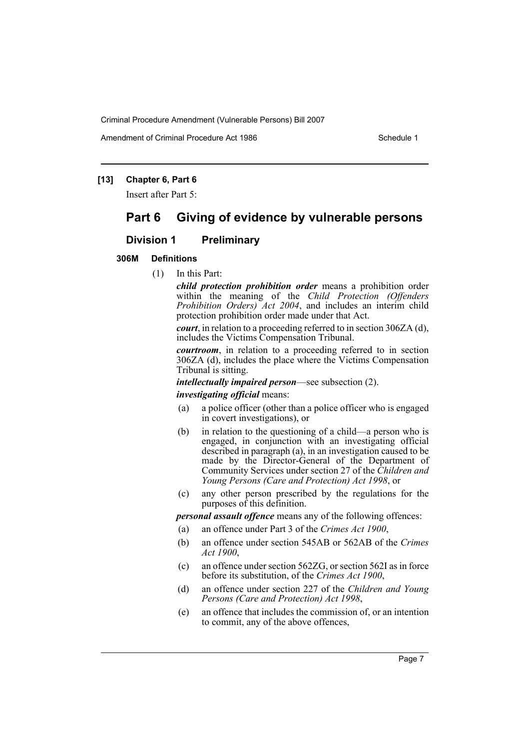**[13] Chapter 6, Part 6**

Insert after Part 5:

# Part 6 Giving of evidence by vulnerable persons

## Division 1 Preliminary

### 306M Definitions

(1) In this Part:

***child protection prohibition order*** means a prohibition order within the meaning of the *Child Protection (Offenders Prohibition Orders) Act 2004*, and includes an interim child protection prohibition order made under that Act.

***court***, in relation to a proceeding referred to in section 306ZA (d), includes the Victims Compensation Tribunal.

***courtroom***, in relation to a proceeding referred to in section 306ZA (d), includes the place where the Victims Compensation Tribunal is sitting.

***intellectually impaired person***—see subsection (2).

***investigating official*** means:

- (a) a police officer (other than a police officer who is engaged in covert investigations), or
- (b) in relation to the questioning of a child—a person who is engaged, in conjunction with an investigating official described in paragraph (a), in an investigation caused to be made by the Director-General of the Department of Community Services under section 27 of the *Children and Young Persons (Care and Protection) Act 1998*, or
- (c) any other person prescribed by the regulations for the purposes of this definition.

***personal assault offence*** means any of the following offences:

- (a) an offence under Part 3 of the *Crimes Act 1900*,
- (b) an offence under section 545AB or 562AB of the *Crimes Act 1900*,
- (c) an offence under section 562ZG, or section 562I as in force before its substitution, of the *Crimes Act 1900*,
- (d) an offence under section 227 of the *Children and Young Persons (Care and Protection) Act 1998*,
- (e) an offence that includes the commission of, or an intention to commit, any of the above offences,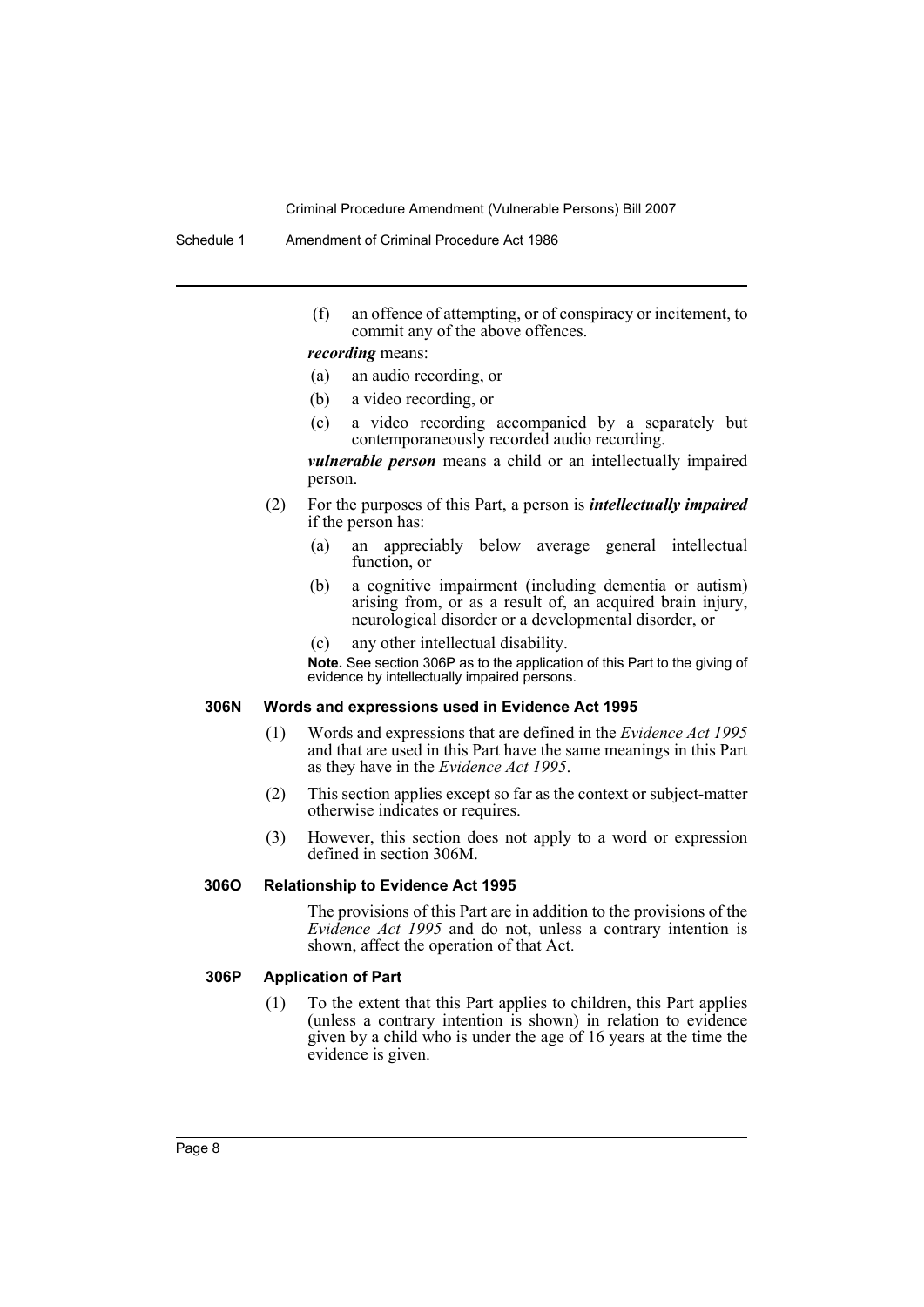(f) an offence of attempting, or of conspiracy or incitement, to commit any of the above offences.

***recording*** means:

(a) an audio recording, or

(b) a video recording, or

(c) a video recording accompanied by a separately but contemporaneously recorded audio recording.

***vulnerable person*** means a child or an intellectually impaired person.

(2) For the purposes of this Part, a person is ***intellectually impaired*** if the person has:

(a) an appreciably below average general intellectual function, or

(b) a cognitive impairment (including dementia or autism) arising from, or as a result of, an acquired brain injury, neurological disorder or a developmental disorder, or

(c) any other intellectual disability.

**Note.** See section 306P as to the application of this Part to the giving of evidence by intellectually impaired persons.

#### 306N Words and expressions used in Evidence Act 1995

(1) Words and expressions that are defined in the *Evidence Act 1995* and that are used in this Part have the same meanings in this Part as they have in the *Evidence Act 1995*.

(2) This section applies except so far as the context or subject-matter otherwise indicates or requires.

(3) However, this section does not apply to a word or expression defined in section 306M.

#### 306O Relationship to Evidence Act 1995

The provisions of this Part are in addition to the provisions of the *Evidence Act 1995* and do not, unless a contrary intention is shown, affect the operation of that Act.

#### 306P Application of Part

(1) To the extent that this Part applies to children, this Part applies (unless a contrary intention is shown) in relation to evidence given by a child who is under the age of 16 years at the time the evidence is given.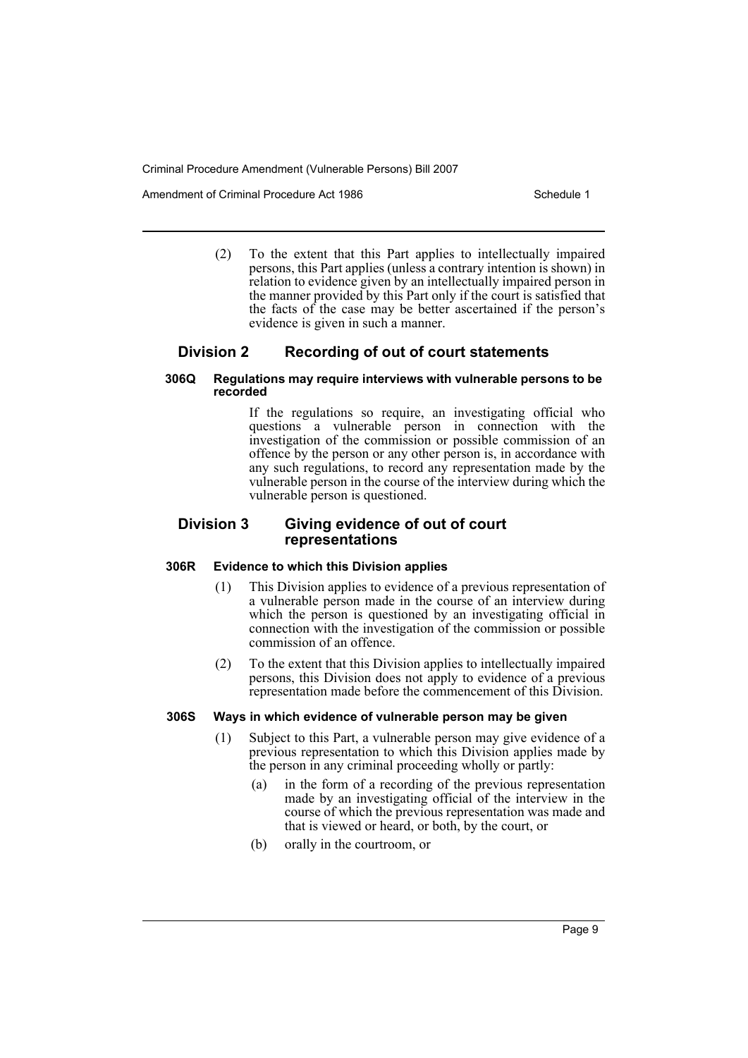(2) To the extent that this Part applies to intellectually impaired persons, this Part applies (unless a contrary intention is shown) in relation to evidence given by an intellectually impaired person in the manner provided by this Part only if the court is satisfied that the facts of the case may be better ascertained if the person's evidence is given in such a manner.

## Division 2 Recording of out of court statements

#### 306Q Regulations may require interviews with vulnerable persons to be recorded

If the regulations so require, an investigating official who questions a vulnerable person in connection with the investigation of the commission or possible commission of an offence by the person or any other person is, in accordance with any such regulations, to record any representation made by the vulnerable person in the course of the interview during which the vulnerable person is questioned.

## Division 3 Giving evidence of out of court representations

#### 306R Evidence to which this Division applies

(1) This Division applies to evidence of a previous representation of a vulnerable person made in the course of an interview during which the person is questioned by an investigating official in connection with the investigation of the commission or possible commission of an offence.

(2) To the extent that this Division applies to intellectually impaired persons, this Division does not apply to evidence of a previous representation made before the commencement of this Division.

#### 306S Ways in which evidence of vulnerable person may be given

(1) Subject to this Part, a vulnerable person may give evidence of a previous representation to which this Division applies made by the person in any criminal proceeding wholly or partly:

(a) in the form of a recording of the previous representation made by an investigating official of the interview in the course of which the previous representation was made and that is viewed or heard, or both, by the court, or

(b) orally in the courtroom, or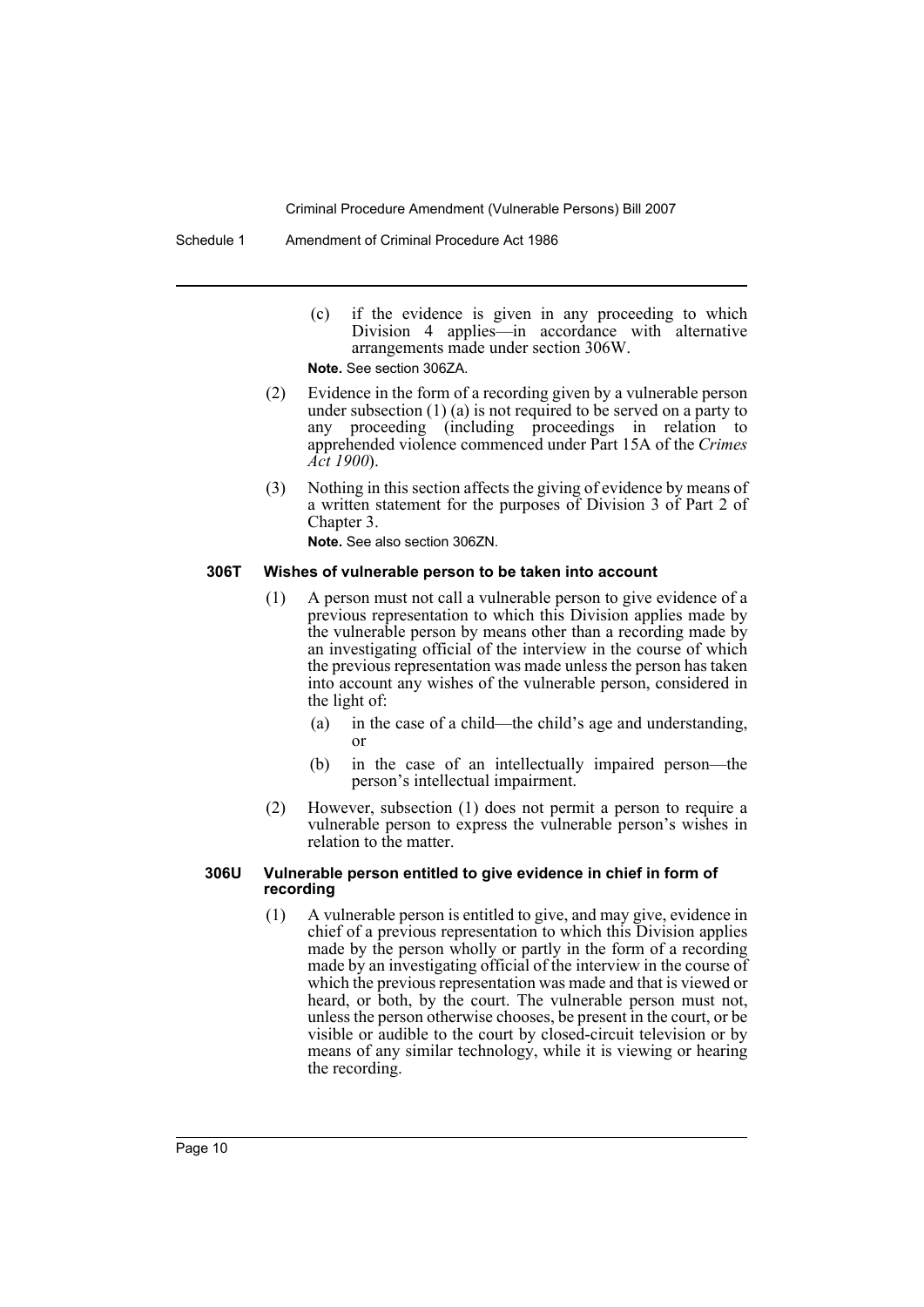(c) if the evidence is given in any proceeding to which Division 4 applies—in accordance with alternative arrangements made under section 306W.

**Note.** See section 306ZA.

(2) Evidence in the form of a recording given by a vulnerable person under subsection (1) (a) is not required to be served on a party to any proceeding (including proceedings in relation to apprehended violence commenced under Part 15A of the *Crimes Act 1900*).

(3) Nothing in this section affects the giving of evidence by means of a written statement for the purposes of Division 3 of Part 2 of Chapter 3.

**Note.** See also section 306ZN.

### 306T Wishes of vulnerable person to be taken into account

(1) A person must not call a vulnerable person to give evidence of a previous representation to which this Division applies made by the vulnerable person by means other than a recording made by an investigating official of the interview in the course of which the previous representation was made unless the person has taken into account any wishes of the vulnerable person, considered in the light of:

- (a) in the case of a child—the child's age and understanding, or
- (b) in the case of an intellectually impaired person—the person's intellectual impairment.

(2) However, subsection (1) does not permit a person to require a vulnerable person to express the vulnerable person's wishes in relation to the matter.

### 306U Vulnerable person entitled to give evidence in chief in form of recording

(1) A vulnerable person is entitled to give, and may give, evidence in chief of a previous representation to which this Division applies made by the person wholly or partly in the form of a recording made by an investigating official of the interview in the course of which the previous representation was made and that is viewed or heard, or both, by the court. The vulnerable person must not, unless the person otherwise chooses, be present in the court, or be visible or audible to the court by closed-circuit television or by means of any similar technology, while it is viewing or hearing the recording.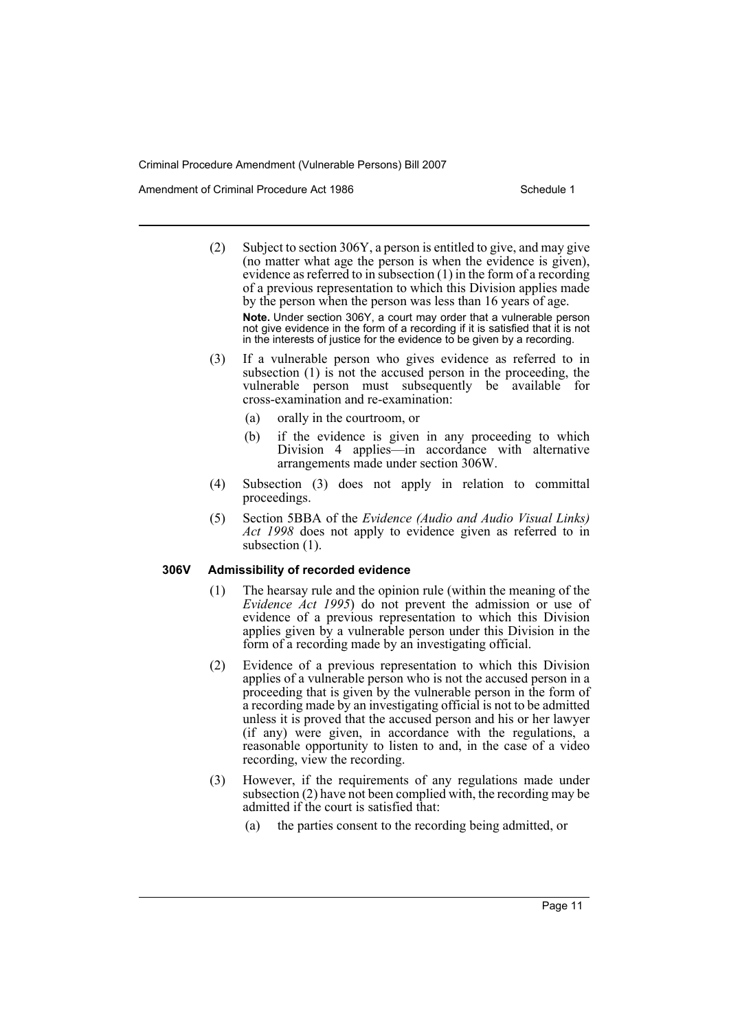(2) Subject to section 306Y, a person is entitled to give, and may give (no matter what age the person is when the evidence is given), evidence as referred to in subsection (1) in the form of a recording of a previous representation to which this Division applies made by the person when the person was less than 16 years of age.

**Note.** Under section 306Y, a court may order that a vulnerable person not give evidence in the form of a recording if it is satisfied that it is not in the interests of justice for the evidence to be given by a recording.

(3) If a vulnerable person who gives evidence as referred to in subsection (1) is not the accused person in the proceeding, the vulnerable person must subsequently be available for cross-examination and re-examination:

- (a) orally in the courtroom, or
- (b) if the evidence is given in any proceeding to which Division 4 applies—in accordance with alternative arrangements made under section 306W.

(4) Subsection (3) does not apply in relation to committal proceedings.

(5) Section 5BBA of the *Evidence (Audio and Audio Visual Links) Act 1998* does not apply to evidence given as referred to in subsection (1).

### 306V Admissibility of recorded evidence

(1) The hearsay rule and the opinion rule (within the meaning of the *Evidence Act 1995*) do not prevent the admission or use of evidence of a previous representation to which this Division applies given by a vulnerable person under this Division in the form of a recording made by an investigating official.

(2) Evidence of a previous representation to which this Division applies of a vulnerable person who is not the accused person in a proceeding that is given by the vulnerable person in the form of a recording made by an investigating official is not to be admitted unless it is proved that the accused person and his or her lawyer (if any) were given, in accordance with the regulations, a reasonable opportunity to listen to and, in the case of a video recording, view the recording.

(3) However, if the requirements of any regulations made under subsection (2) have not been complied with, the recording may be admitted if the court is satisfied that:

- (a) the parties consent to the recording being admitted, or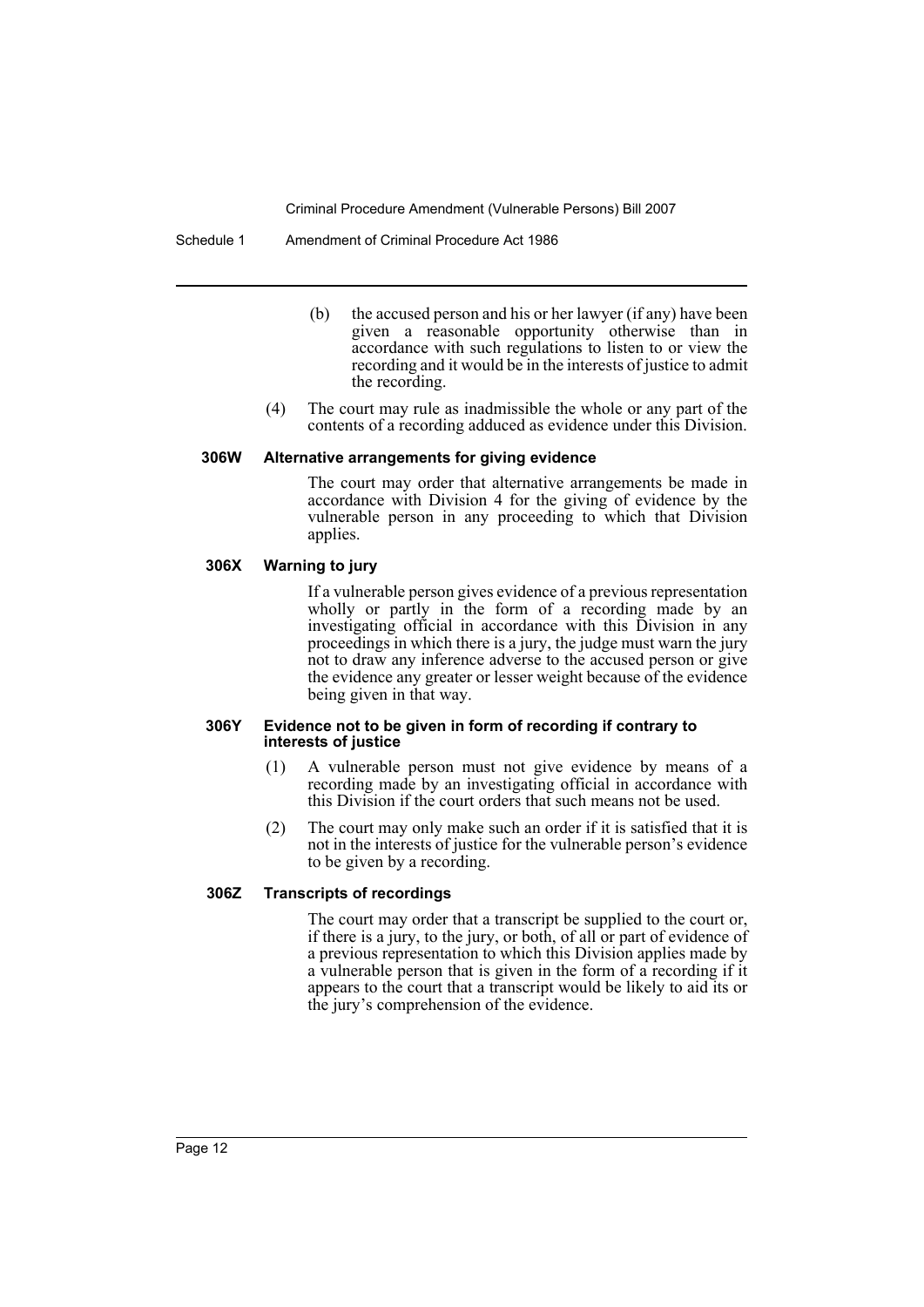(b) the accused person and his or her lawyer (if any) have been given a reasonable opportunity otherwise than in accordance with such regulations to listen to or view the recording and it would be in the interests of justice to admit the recording.

(4) The court may rule as inadmissible the whole or any part of the contents of a recording adduced as evidence under this Division.

#### 306W Alternative arrangements for giving evidence

The court may order that alternative arrangements be made in accordance with Division 4 for the giving of evidence by the vulnerable person in any proceeding to which that Division applies.

#### 306X Warning to jury

If a vulnerable person gives evidence of a previous representation wholly or partly in the form of a recording made by an investigating official in accordance with this Division in any proceedings in which there is a jury, the judge must warn the jury not to draw any inference adverse to the accused person or give the evidence any greater or lesser weight because of the evidence being given in that way.

#### 306Y Evidence not to be given in form of recording if contrary to interests of justice

(1) A vulnerable person must not give evidence by means of a recording made by an investigating official in accordance with this Division if the court orders that such means not be used.

(2) The court may only make such an order if it is satisfied that it is not in the interests of justice for the vulnerable person's evidence to be given by a recording.

#### 306Z Transcripts of recordings

The court may order that a transcript be supplied to the court or, if there is a jury, to the jury, or both, of all or part of evidence of a previous representation to which this Division applies made by a vulnerable person that is given in the form of a recording if it appears to the court that a transcript would be likely to aid its or the jury's comprehension of the evidence.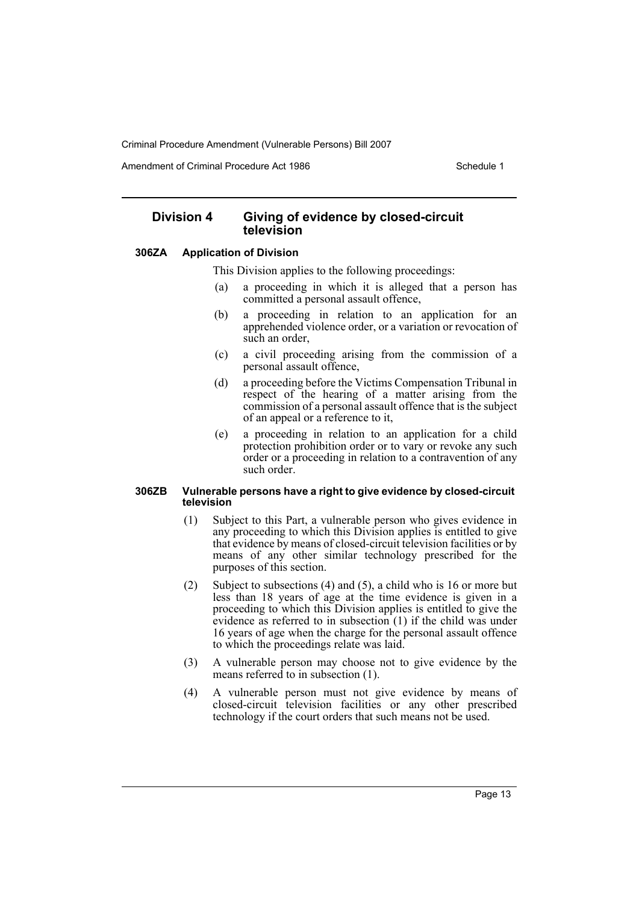## Division 4 Giving of evidence by closed-circuit television

### 306ZA Application of Division

This Division applies to the following proceedings:

(a) a proceeding in which it is alleged that a person has committed a personal assault offence,

(b) a proceeding in relation to an application for an apprehended violence order, or a variation or revocation of such an order,

(c) a civil proceeding arising from the commission of a personal assault offence,

(d) a proceeding before the Victims Compensation Tribunal in respect of the hearing of a matter arising from the commission of a personal assault offence that is the subject of an appeal or a reference to it,

(e) a proceeding in relation to an application for a child protection prohibition order or to vary or revoke any such order or a proceeding in relation to a contravention of any such order.

### 306ZB Vulnerable persons have a right to give evidence by closed-circuit television

(1) Subject to this Part, a vulnerable person who gives evidence in any proceeding to which this Division applies is entitled to give that evidence by means of closed-circuit television facilities or by means of any other similar technology prescribed for the purposes of this section.

(2) Subject to subsections (4) and (5), a child who is 16 or more but less than 18 years of age at the time evidence is given in a proceeding to which this Division applies is entitled to give the evidence as referred to in subsection (1) if the child was under 16 years of age when the charge for the personal assault offence to which the proceedings relate was laid.

(3) A vulnerable person may choose not to give evidence by the means referred to in subsection (1).

(4) A vulnerable person must not give evidence by means of closed-circuit television facilities or any other prescribed technology if the court orders that such means not be used.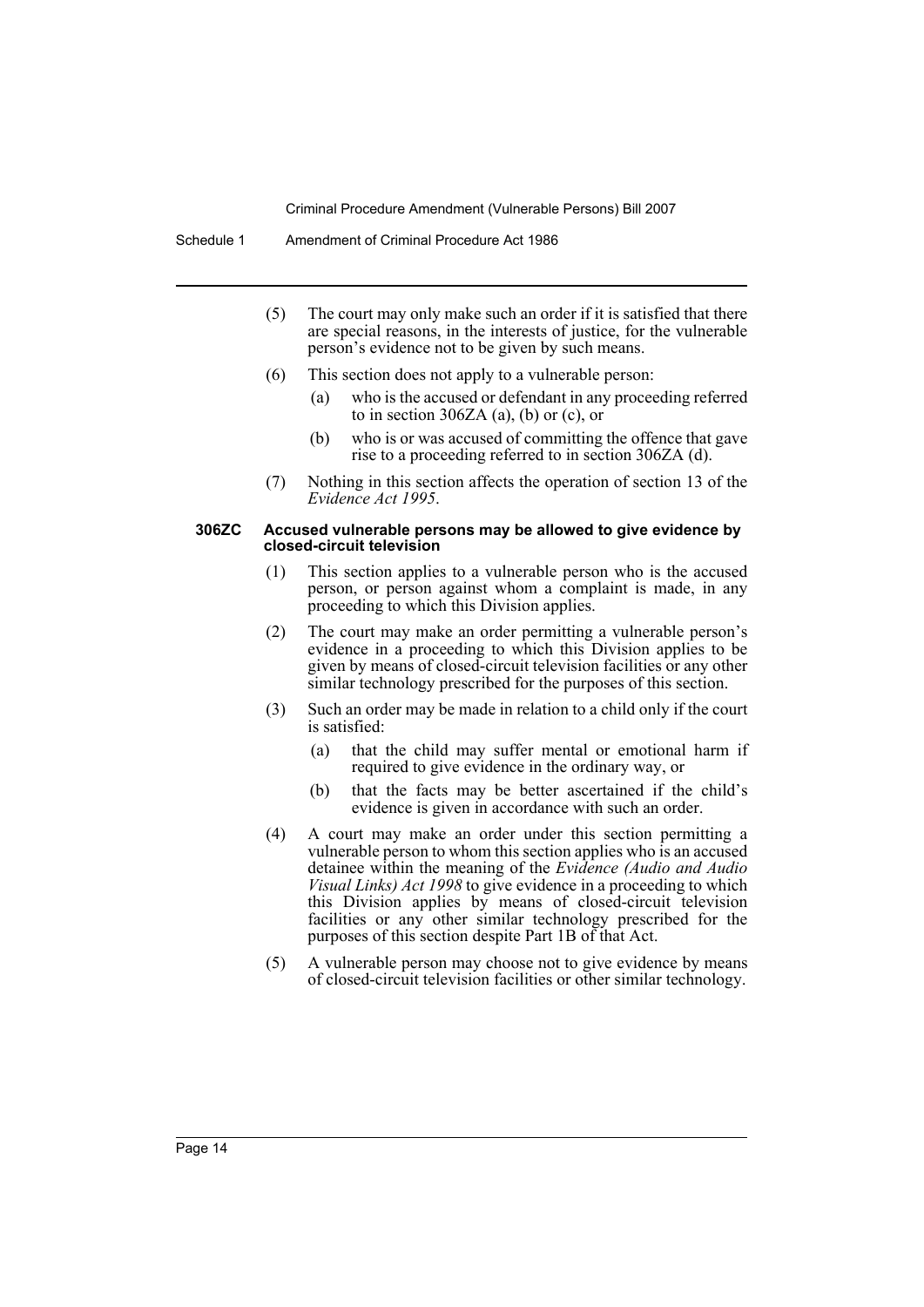(5) The court may only make such an order if it is satisfied that there are special reasons, in the interests of justice, for the vulnerable person's evidence not to be given by such means.

(6) This section does not apply to a vulnerable person:

(a) who is the accused or defendant in any proceeding referred to in section 306ZA (a), (b) or (c), or

(b) who is or was accused of committing the offence that gave rise to a proceeding referred to in section 306ZA (d).

(7) Nothing in this section affects the operation of section 13 of the *Evidence Act 1995*.

**306ZC Accused vulnerable persons may be allowed to give evidence by closed-circuit television**

(1) This section applies to a vulnerable person who is the accused person, or person against whom a complaint is made, in any proceeding to which this Division applies.

(2) The court may make an order permitting a vulnerable person's evidence in a proceeding to which this Division applies to be given by means of closed-circuit television facilities or any other similar technology prescribed for the purposes of this section.

(3) Such an order may be made in relation to a child only if the court is satisfied:

(a) that the child may suffer mental or emotional harm if required to give evidence in the ordinary way, or

(b) that the facts may be better ascertained if the child's evidence is given in accordance with such an order.

(4) A court may make an order under this section permitting a vulnerable person to whom this section applies who is an accused detainee within the meaning of the *Evidence (Audio and Audio Visual Links) Act 1998* to give evidence in a proceeding to which this Division applies by means of closed-circuit television facilities or any other similar technology prescribed for the purposes of this section despite Part 1B of that Act.

(5) A vulnerable person may choose not to give evidence by means of closed-circuit television facilities or other similar technology.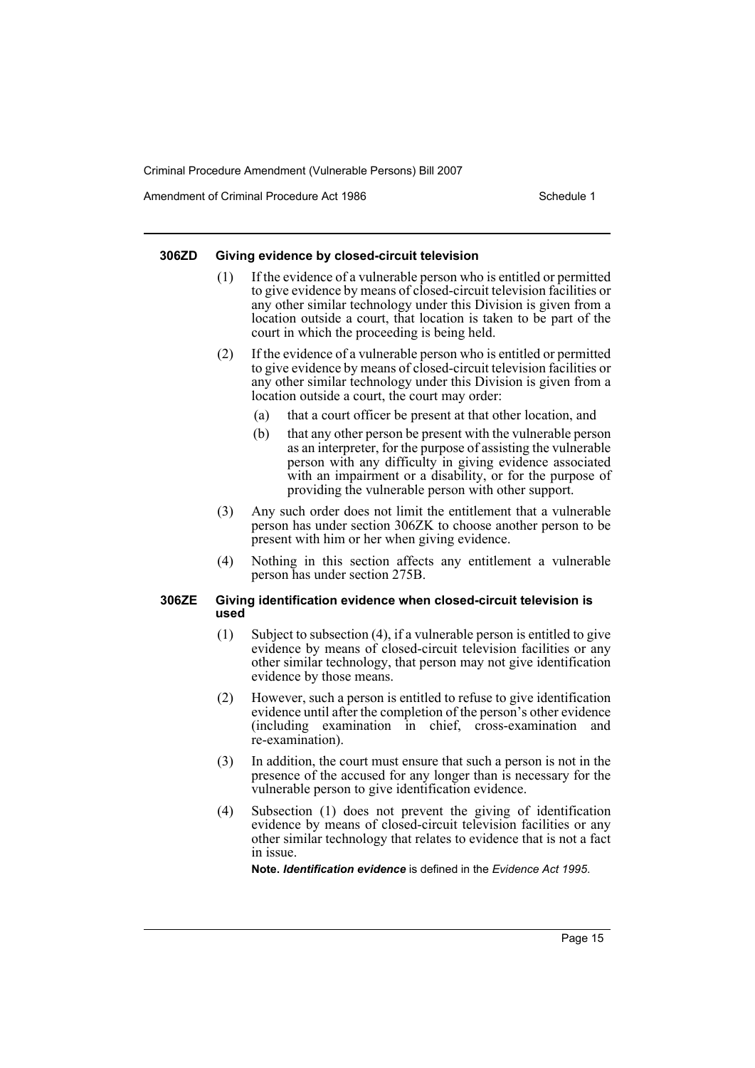#### 306ZD Giving evidence by closed-circuit television

(1) If the evidence of a vulnerable person who is entitled or permitted to give evidence by means of closed-circuit television facilities or any other similar technology under this Division is given from a location outside a court, that location is taken to be part of the court in which the proceeding is being held.

(2) If the evidence of a vulnerable person who is entitled or permitted to give evidence by means of closed-circuit television facilities or any other similar technology under this Division is given from a location outside a court, the court may order:

- (a) that a court officer be present at that other location, and
- (b) that any other person be present with the vulnerable person as an interpreter, for the purpose of assisting the vulnerable person with any difficulty in giving evidence associated with an impairment or a disability, or for the purpose of providing the vulnerable person with other support.

(3) Any such order does not limit the entitlement that a vulnerable person has under section 306ZK to choose another person to be present with him or her when giving evidence.

(4) Nothing in this section affects any entitlement a vulnerable person has under section 275B.

#### 306ZE Giving identification evidence when closed-circuit television is used

(1) Subject to subsection (4), if a vulnerable person is entitled to give evidence by means of closed-circuit television facilities or any other similar technology, that person may not give identification evidence by those means.

(2) However, such a person is entitled to refuse to give identification evidence until after the completion of the person's other evidence (including examination in chief, cross-examination and re-examination).

(3) In addition, the court must ensure that such a person is not in the presence of the accused for any longer than is necessary for the vulnerable person to give identification evidence.

(4) Subsection (1) does not prevent the giving of identification evidence by means of closed-circuit television facilities or any other similar technology that relates to evidence that is not a fact in issue.

**Note.** ***Identification evidence*** is defined in the *Evidence Act 1995*.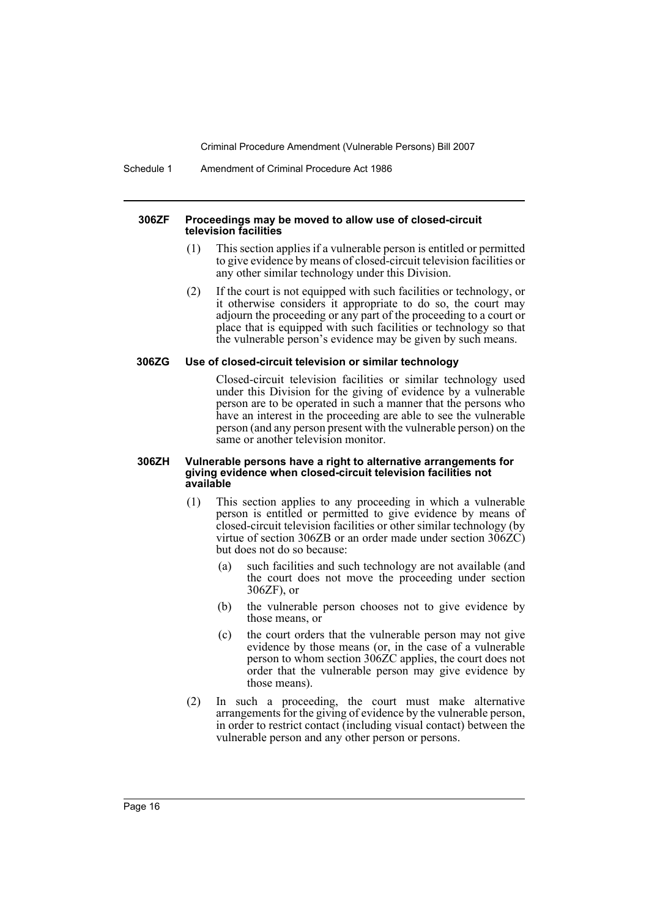#### 306ZF Proceedings may be moved to allow use of closed-circuit television facilities

(1) This section applies if a vulnerable person is entitled or permitted to give evidence by means of closed-circuit television facilities or any other similar technology under this Division.

(2) If the court is not equipped with such facilities or technology, or it otherwise considers it appropriate to do so, the court may adjourn the proceeding or any part of the proceeding to a court or place that is equipped with such facilities or technology so that the vulnerable person's evidence may be given by such means.

#### 306ZG Use of closed-circuit television or similar technology

Closed-circuit television facilities or similar technology used under this Division for the giving of evidence by a vulnerable person are to be operated in such a manner that the persons who have an interest in the proceeding are able to see the vulnerable person (and any person present with the vulnerable person) on the same or another television monitor.

#### 306ZH Vulnerable persons have a right to alternative arrangements for giving evidence when closed-circuit television facilities not available

(1) This section applies to any proceeding in which a vulnerable person is entitled or permitted to give evidence by means of closed-circuit television facilities or other similar technology (by virtue of section 306ZB or an order made under section 306ZC) but does not do so because:

- (a) such facilities and such technology are not available (and the court does not move the proceeding under section 306ZF), or
- (b) the vulnerable person chooses not to give evidence by those means, or
- (c) the court orders that the vulnerable person may not give evidence by those means (or, in the case of a vulnerable person to whom section 306ZC applies, the court does not order that the vulnerable person may give evidence by those means).

(2) In such a proceeding, the court must make alternative arrangements for the giving of evidence by the vulnerable person, in order to restrict contact (including visual contact) between the vulnerable person and any other person or persons.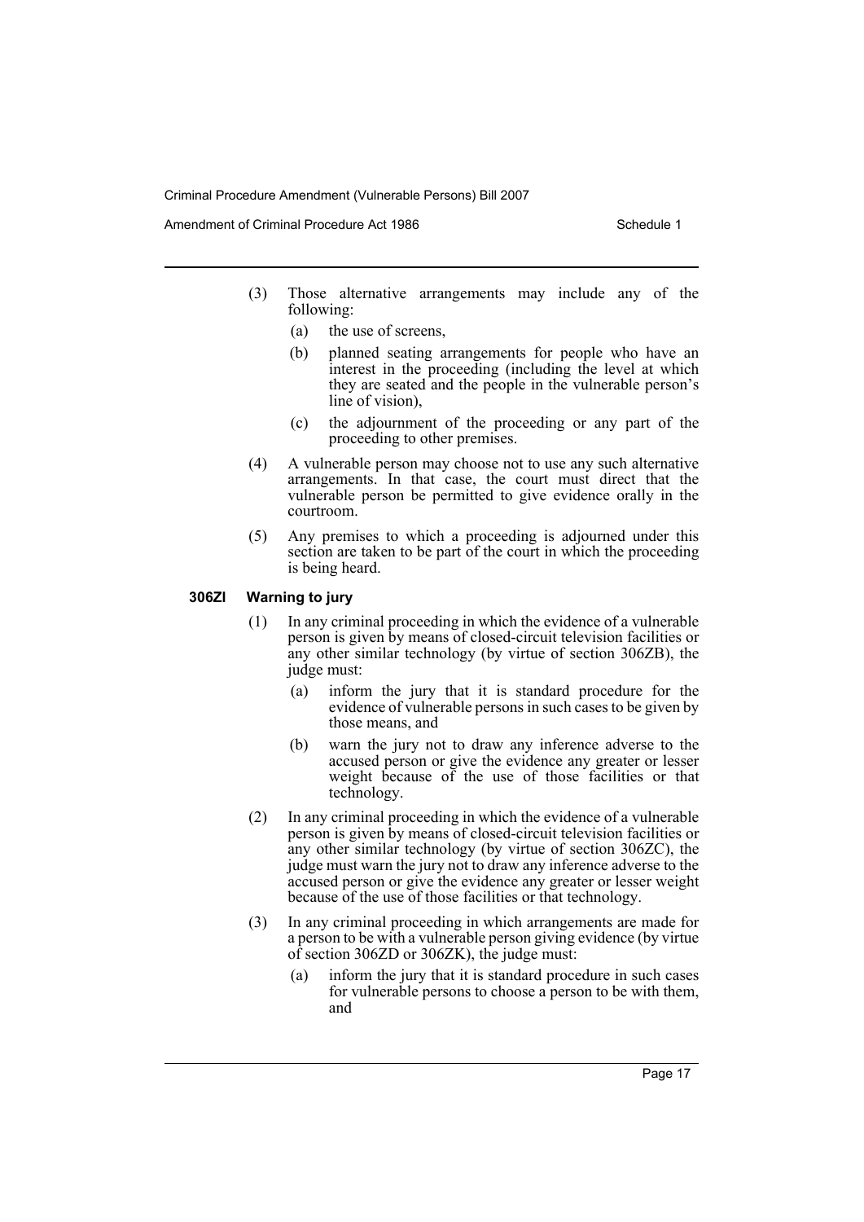(3) Those alternative arrangements may include any of the following:

  (a) the use of screens,

  (b) planned seating arrangements for people who have an interest in the proceeding (including the level at which they are seated and the people in the vulnerable person's line of vision),

  (c) the adjournment of the proceeding or any part of the proceeding to other premises.

(4) A vulnerable person may choose not to use any such alternative arrangements. In that case, the court must direct that the vulnerable person be permitted to give evidence orally in the courtroom.

(5) Any premises to which a proceeding is adjourned under this section are taken to be part of the court in which the proceeding is being heard.

### 306ZI Warning to jury

(1) In any criminal proceeding in which the evidence of a vulnerable person is given by means of closed-circuit television facilities or any other similar technology (by virtue of section 306ZB), the judge must:

  (a) inform the jury that it is standard procedure for the evidence of vulnerable persons in such cases to be given by those means, and

  (b) warn the jury not to draw any inference adverse to the accused person or give the evidence any greater or lesser weight because of the use of those facilities or that technology.

(2) In any criminal proceeding in which the evidence of a vulnerable person is given by means of closed-circuit television facilities or any other similar technology (by virtue of section 306ZC), the judge must warn the jury not to draw any inference adverse to the accused person or give the evidence any greater or lesser weight because of the use of those facilities or that technology.

(3) In any criminal proceeding in which arrangements are made for a person to be with a vulnerable person giving evidence (by virtue of section 306ZD or 306ZK), the judge must:

  (a) inform the jury that it is standard procedure in such cases for vulnerable persons to choose a person to be with them, and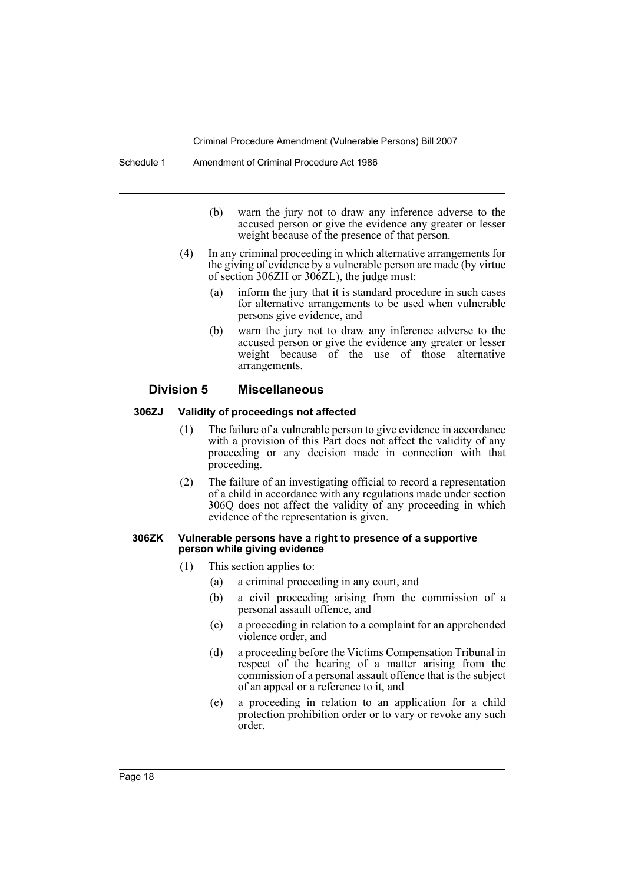(b) warn the jury not to draw any inference adverse to the accused person or give the evidence any greater or lesser weight because of the presence of that person.

(4) In any criminal proceeding in which alternative arrangements for the giving of evidence by a vulnerable person are made (by virtue of section 306ZH or 306ZL), the judge must:

(a) inform the jury that it is standard procedure in such cases for alternative arrangements to be used when vulnerable persons give evidence, and

(b) warn the jury not to draw any inference adverse to the accused person or give the evidence any greater or lesser weight because of the use of those alternative arrangements.

## Division 5 Miscellaneous

### 306ZJ Validity of proceedings not affected

(1) The failure of a vulnerable person to give evidence in accordance with a provision of this Part does not affect the validity of any proceeding or any decision made in connection with that proceeding.

(2) The failure of an investigating official to record a representation of a child in accordance with any regulations made under section 306Q does not affect the validity of any proceeding in which evidence of the representation is given.

### 306ZK Vulnerable persons have a right to presence of a supportive person while giving evidence

(1) This section applies to:

(a) a criminal proceeding in any court, and

(b) a civil proceeding arising from the commission of a personal assault offence, and

(c) a proceeding in relation to a complaint for an apprehended violence order, and

(d) a proceeding before the Victims Compensation Tribunal in respect of the hearing of a matter arising from the commission of a personal assault offence that is the subject of an appeal or a reference to it, and

(e) a proceeding in relation to an application for a child protection prohibition order or to vary or revoke any such order.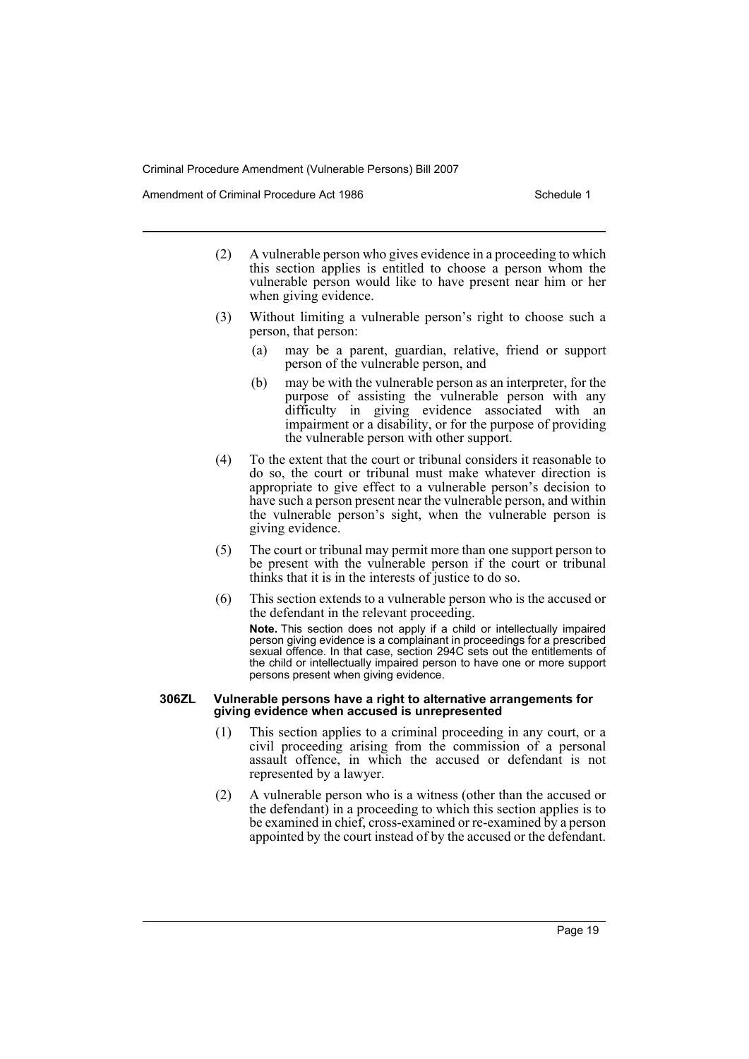(2) A vulnerable person who gives evidence in a proceeding to which this section applies is entitled to choose a person whom the vulnerable person would like to have present near him or her when giving evidence.

(3) Without limiting a vulnerable person's right to choose such a person, that person:

- (a) may be a parent, guardian, relative, friend or support person of the vulnerable person, and
- (b) may be with the vulnerable person as an interpreter, for the purpose of assisting the vulnerable person with any difficulty in giving evidence associated with an impairment or a disability, or for the purpose of providing the vulnerable person with other support.

(4) To the extent that the court or tribunal considers it reasonable to do so, the court or tribunal must make whatever direction is appropriate to give effect to a vulnerable person's decision to have such a person present near the vulnerable person, and within the vulnerable person's sight, when the vulnerable person is giving evidence.

(5) The court or tribunal may permit more than one support person to be present with the vulnerable person if the court or tribunal thinks that it is in the interests of justice to do so.

(6) This section extends to a vulnerable person who is the accused or the defendant in the relevant proceeding.

**Note.** This section does not apply if a child or intellectually impaired person giving evidence is a complainant in proceedings for a prescribed sexual offence. In that case, section 294C sets out the entitlements of the child or intellectually impaired person to have one or more support persons present when giving evidence.

### 306ZL Vulnerable persons have a right to alternative arrangements for giving evidence when accused is unrepresented

(1) This section applies to a criminal proceeding in any court, or a civil proceeding arising from the commission of a personal assault offence, in which the accused or defendant is not represented by a lawyer.

(2) A vulnerable person who is a witness (other than the accused or the defendant) in a proceeding to which this section applies is to be examined in chief, cross-examined or re-examined by a person appointed by the court instead of by the accused or the defendant.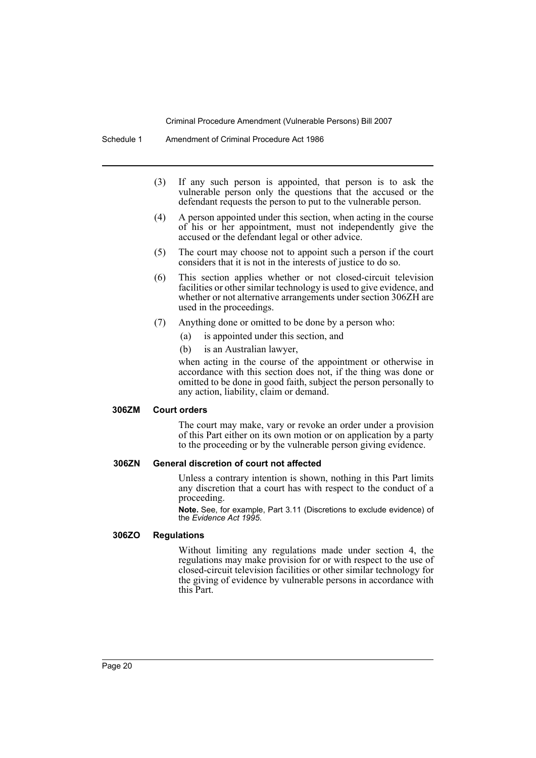(3) If any such person is appointed, that person is to ask the vulnerable person only the questions that the accused or the defendant requests the person to put to the vulnerable person.

(4) A person appointed under this section, when acting in the course of his or her appointment, must not independently give the accused or the defendant legal or other advice.

(5) The court may choose not to appoint such a person if the court considers that it is not in the interests of justice to do so.

(6) This section applies whether or not closed-circuit television facilities or other similar technology is used to give evidence, and whether or not alternative arrangements under section 306ZH are used in the proceedings.

(7) Anything done or omitted to be done by a person who:

- (a) is appointed under this section, and
- (b) is an Australian lawyer,

when acting in the course of the appointment or otherwise in accordance with this section does not, if the thing was done or omitted to be done in good faith, subject the person personally to any action, liability, claim or demand.

### 306ZM Court orders

The court may make, vary or revoke an order under a provision of this Part either on its own motion or on application by a party to the proceeding or by the vulnerable person giving evidence.

### 306ZN General discretion of court not affected

Unless a contrary intention is shown, nothing in this Part limits any discretion that a court has with respect to the conduct of a proceeding.

**Note.** See, for example, Part 3.11 (Discretions to exclude evidence) of the *Evidence Act 1995*.

### 306ZO Regulations

Without limiting any regulations made under section 4, the regulations may make provision for or with respect to the use of closed-circuit television facilities or other similar technology for the giving of evidence by vulnerable persons in accordance with this Part.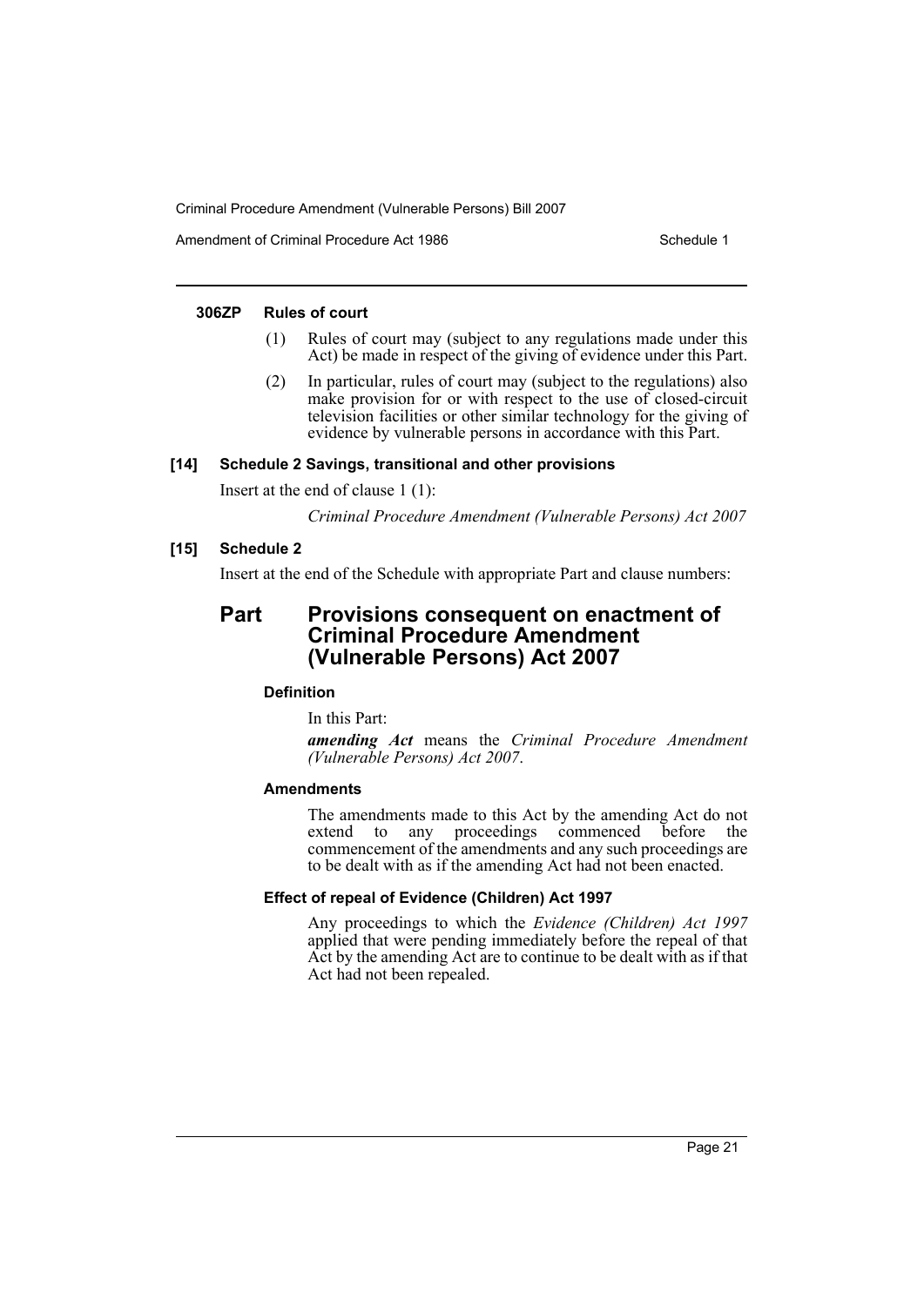#### 306ZP Rules of court

(1) Rules of court may (subject to any regulations made under this Act) be made in respect of the giving of evidence under this Part.

(2) In particular, rules of court may (subject to the regulations) also make provision for or with respect to the use of closed-circuit television facilities or other similar technology for the giving of evidence by vulnerable persons in accordance with this Part.

### [14] Schedule 2 Savings, transitional and other provisions

Insert at the end of clause 1 (1):

*Criminal Procedure Amendment (Vulnerable Persons) Act 2007*

### [15] Schedule 2

Insert at the end of the Schedule with appropriate Part and clause numbers:

## Part Provisions consequent on enactment of Criminal Procedure Amendment (Vulnerable Persons) Act 2007

#### Definition

In this Part:

***amending Act*** means the *Criminal Procedure Amendment (Vulnerable Persons) Act 2007*.

#### Amendments

The amendments made to this Act by the amending Act do not extend to any proceedings commenced before the commencement of the amendments and any such proceedings are to be dealt with as if the amending Act had not been enacted.

#### Effect of repeal of Evidence (Children) Act 1997

Any proceedings to which the *Evidence (Children) Act 1997* applied that were pending immediately before the repeal of that Act by the amending Act are to continue to be dealt with as if that Act had not been repealed.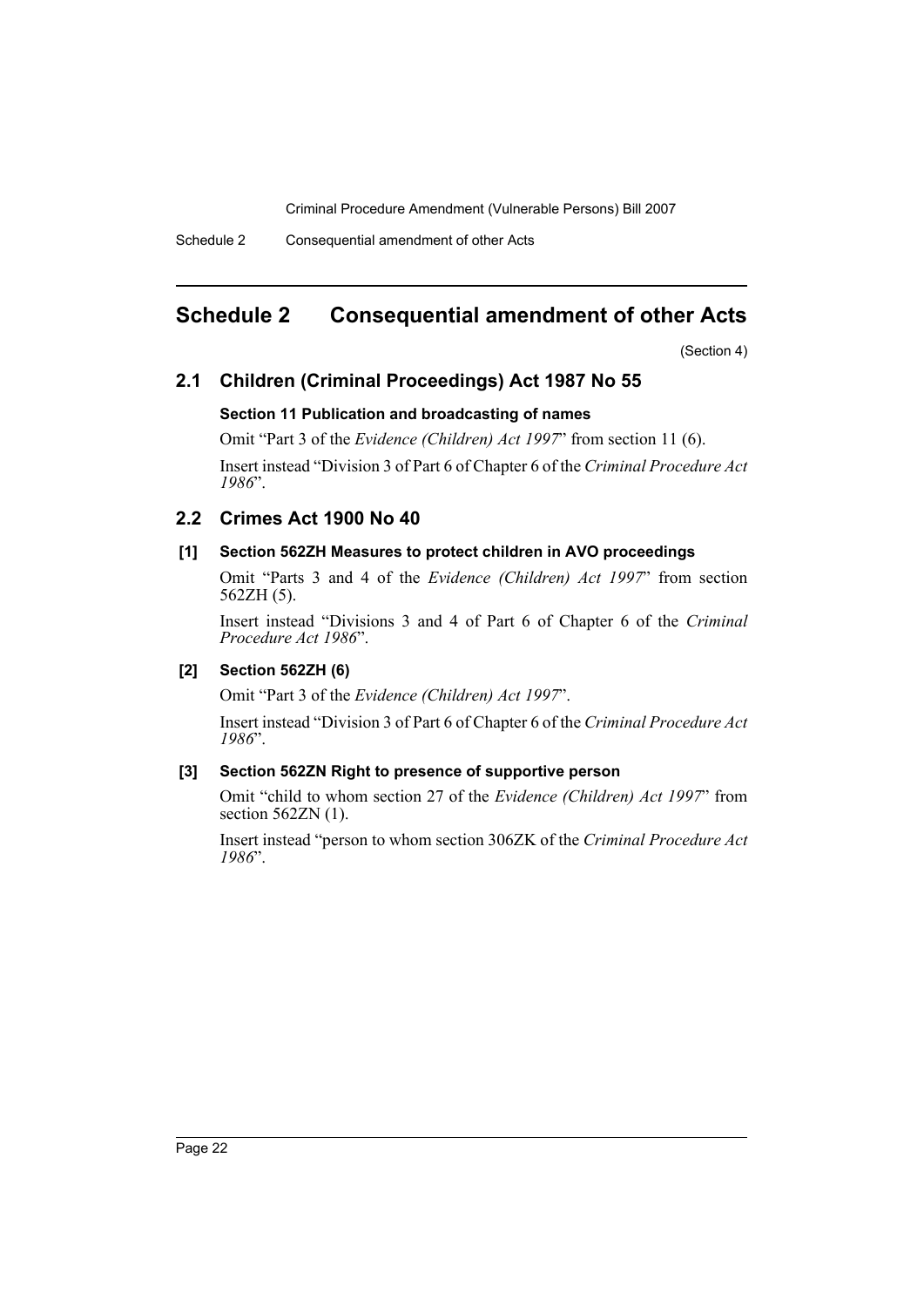# Schedule 2 Consequential amendment of other Acts

(Section 4)

## 2.1 Children (Criminal Proceedings) Act 1987 No 55

### Section 11 Publication and broadcasting of names

Omit "Part 3 of the *Evidence (Children) Act 1997*" from section 11 (6).

Insert instead "Division 3 of Part 6 of Chapter 6 of the *Criminal Procedure Act 1986*".

## 2.2 Crimes Act 1900 No 40

### [1] Section 562ZH Measures to protect children in AVO proceedings

Omit "Parts 3 and 4 of the *Evidence (Children) Act 1997*" from section 562ZH (5).

Insert instead "Divisions 3 and 4 of Part 6 of Chapter 6 of the *Criminal Procedure Act 1986*".

### [2] Section 562ZH (6)

Omit "Part 3 of the *Evidence (Children) Act 1997*".

Insert instead "Division 3 of Part 6 of Chapter 6 of the *Criminal Procedure Act 1986*".

### [3] Section 562ZN Right to presence of supportive person

Omit "child to whom section 27 of the *Evidence (Children) Act 1997*" from section 562ZN (1).

Insert instead "person to whom section 306ZK of the *Criminal Procedure Act 1986*".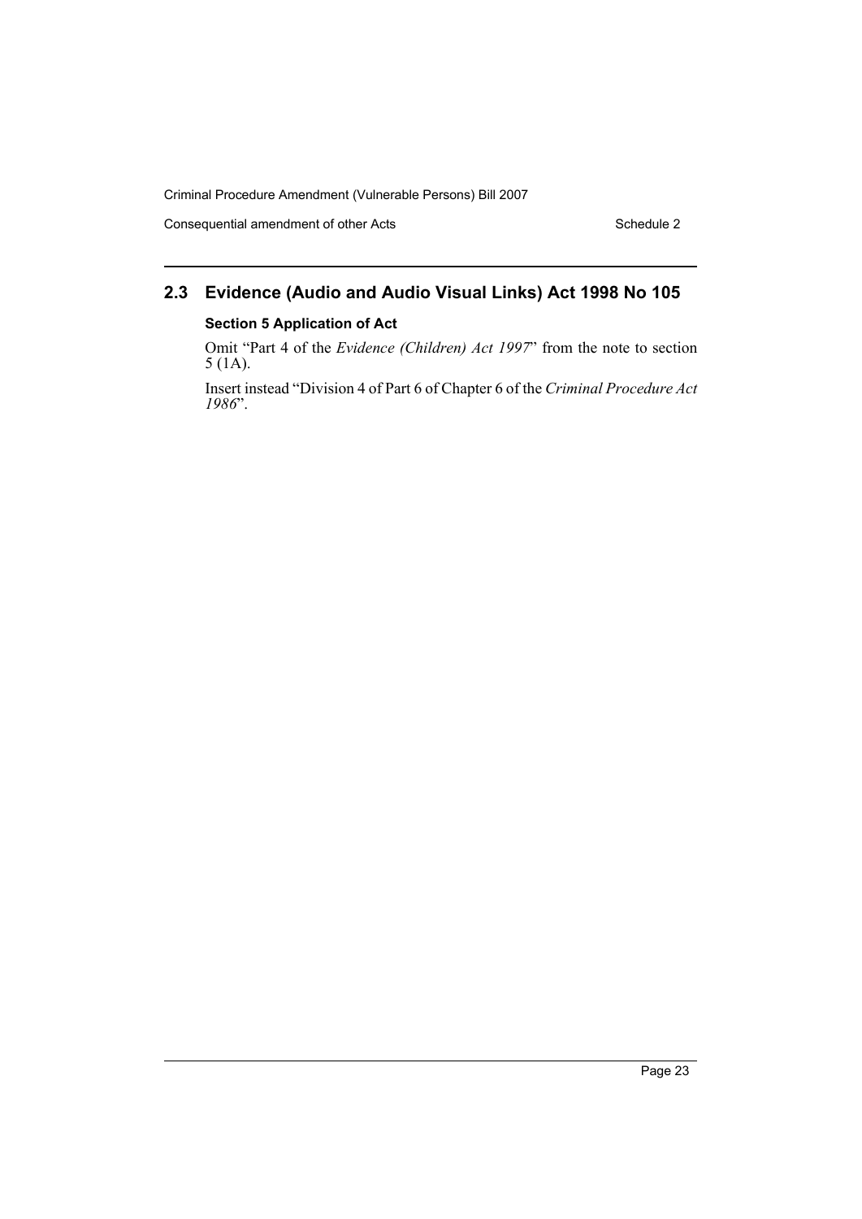## 2.3 Evidence (Audio and Audio Visual Links) Act 1998 No 105

### Section 5 Application of Act

Omit "Part 4 of the *Evidence (Children) Act 1997*" from the note to section 5 (1A).

Insert instead "Division 4 of Part 6 of Chapter 6 of the *Criminal Procedure Act 1986*".